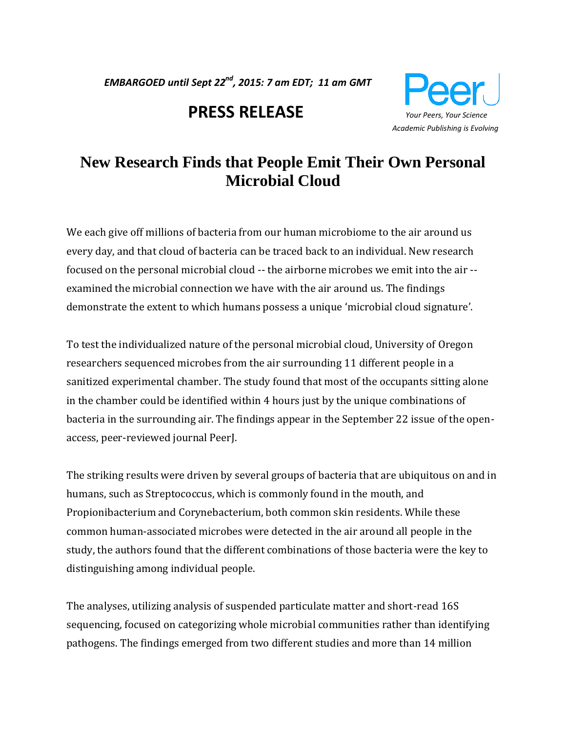*EMBARGOED until Sept 22nd, 2015: 7 am EDT; 11 am GMT*

# PRESS RELEASE

PeerJ
*Your Peers, Your Science*
*Academic Publishing is Evolving*

## New Research Finds that People Emit Their Own Personal Microbial Cloud

We each give off millions of bacteria from our human microbiome to the air around us every day, and that cloud of bacteria can be traced back to an individual. New research focused on the personal microbial cloud -- the airborne microbes we emit into the air -- examined the microbial connection we have with the air around us. The findings demonstrate the extent to which humans possess a unique 'microbial cloud signature'.

To test the individualized nature of the personal microbial cloud, University of Oregon researchers sequenced microbes from the air surrounding 11 different people in a sanitized experimental chamber. The study found that most of the occupants sitting alone in the chamber could be identified within 4 hours just by the unique combinations of bacteria in the surrounding air. The findings appear in the September 22 issue of the open-access, peer-reviewed journal PeerJ.

The striking results were driven by several groups of bacteria that are ubiquitous on and in humans, such as Streptococcus, which is commonly found in the mouth, and Propionibacterium and Corynebacterium, both common skin residents. While these common human-associated microbes were detected in the air around all people in the study, the authors found that the different combinations of those bacteria were the key to distinguishing among individual people.

The analyses, utilizing analysis of suspended particulate matter and short-read 16S sequencing, focused on categorizing whole microbial communities rather than identifying pathogens. The findings emerged from two different studies and more than 14 million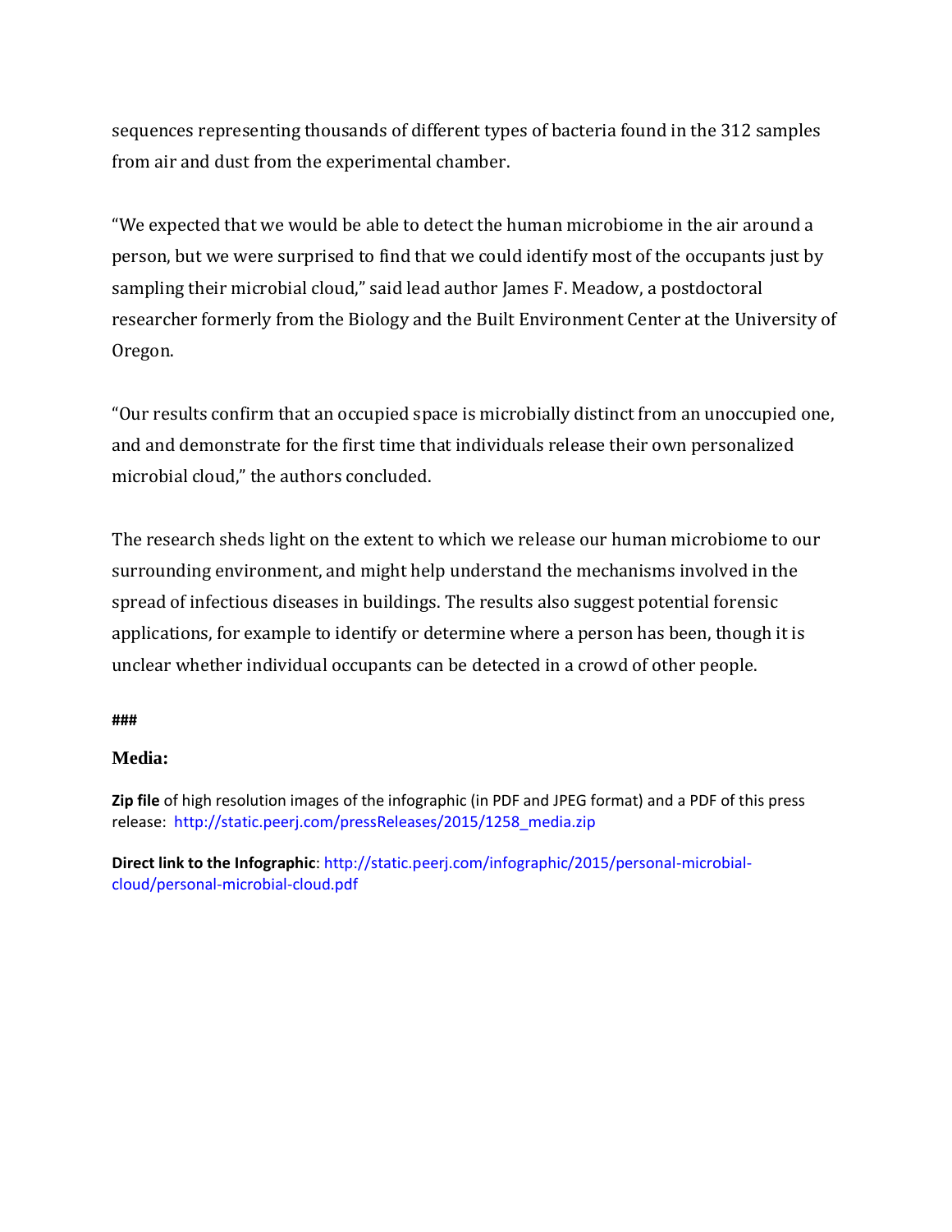sequences representing thousands of different types of bacteria found in the 312 samples from air and dust from the experimental chamber.

"We expected that we would be able to detect the human microbiome in the air around a person, but we were surprised to find that we could identify most of the occupants just by sampling their microbial cloud," said lead author James F. Meadow, a postdoctoral researcher formerly from the Biology and the Built Environment Center at the University of Oregon.

"Our results confirm that an occupied space is microbially distinct from an unoccupied one, and and demonstrate for the first time that individuals release their own personalized microbial cloud," the authors concluded.

The research sheds light on the extent to which we release our human microbiome to our surrounding environment, and might help understand the mechanisms involved in the spread of infectious diseases in buildings. The results also suggest potential forensic applications, for example to identify or determine where a person has been, though it is unclear whether individual occupants can be detected in a crowd of other people.

**###**

**Media:**

**Zip file** of high resolution images of the infographic (in PDF and JPEG format) and a PDF of this press release: http://static.peerj.com/pressReleases/2015/1258_media.zip

**Direct link to the Infographic**: http://static.peerj.com/infographic/2015/personal-microbial-cloud/personal-microbial-cloud.pdf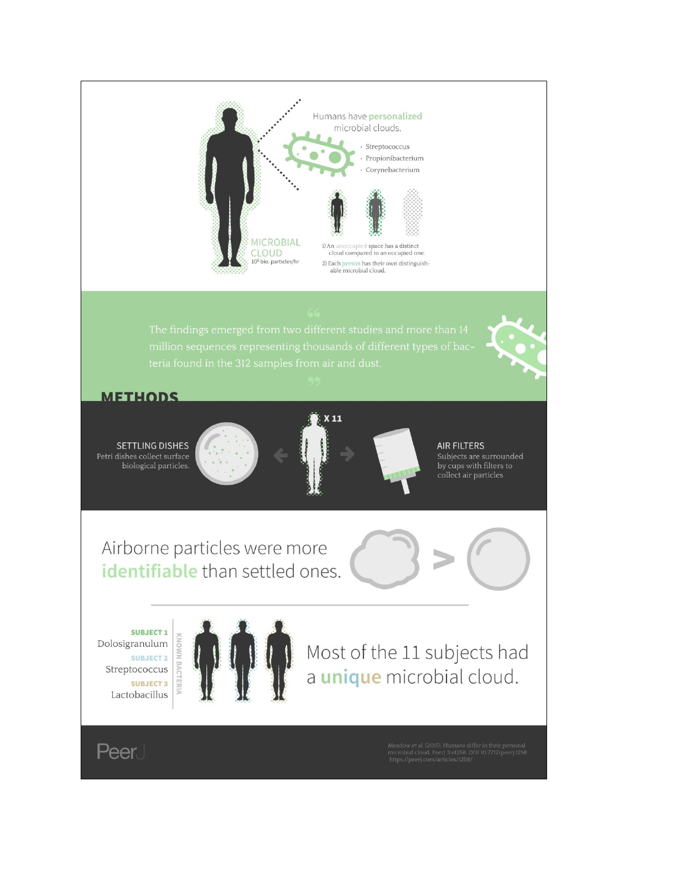Humans have **personalized** microbial clouds.

- Streptococcus
- Propionibacterium
- Corynebacterium

MICROBIAL CLOUD

$10^6$ bio. particles/hr

1) An unoccupied space has a distinct cloud compared to an occupied one.

2) Each person has their own distinguishable microbial cloud.

> The findings emerged from two different studies and more than 14 million sequences representing thousands of different types of bacteria found in the 312 samples from air and dust.

## METHODS

X 11

**SETTLING DISHES**
Petri dishes collect surface biological particles.

**AIR FILTERS**
Subjects are surrounded by cups with filters to collect air particles

Airborne particles were more **identifiable** than settled ones.

KNOWN BACTERIA

**SUBJECT 1**
Dolosigranulum

**SUBJECT 2**
Streptococcus

**SUBJECT 3**
Lactobacillus

Most of the 11 subjects had a **unique** microbial cloud.

PeerJ

Meadow et al. (2015). Humans differ in their personal microbial cloud. PeerJ 3:e1258; DOI 10.7717/peerj.1258
https://peerj.com/articles/1258/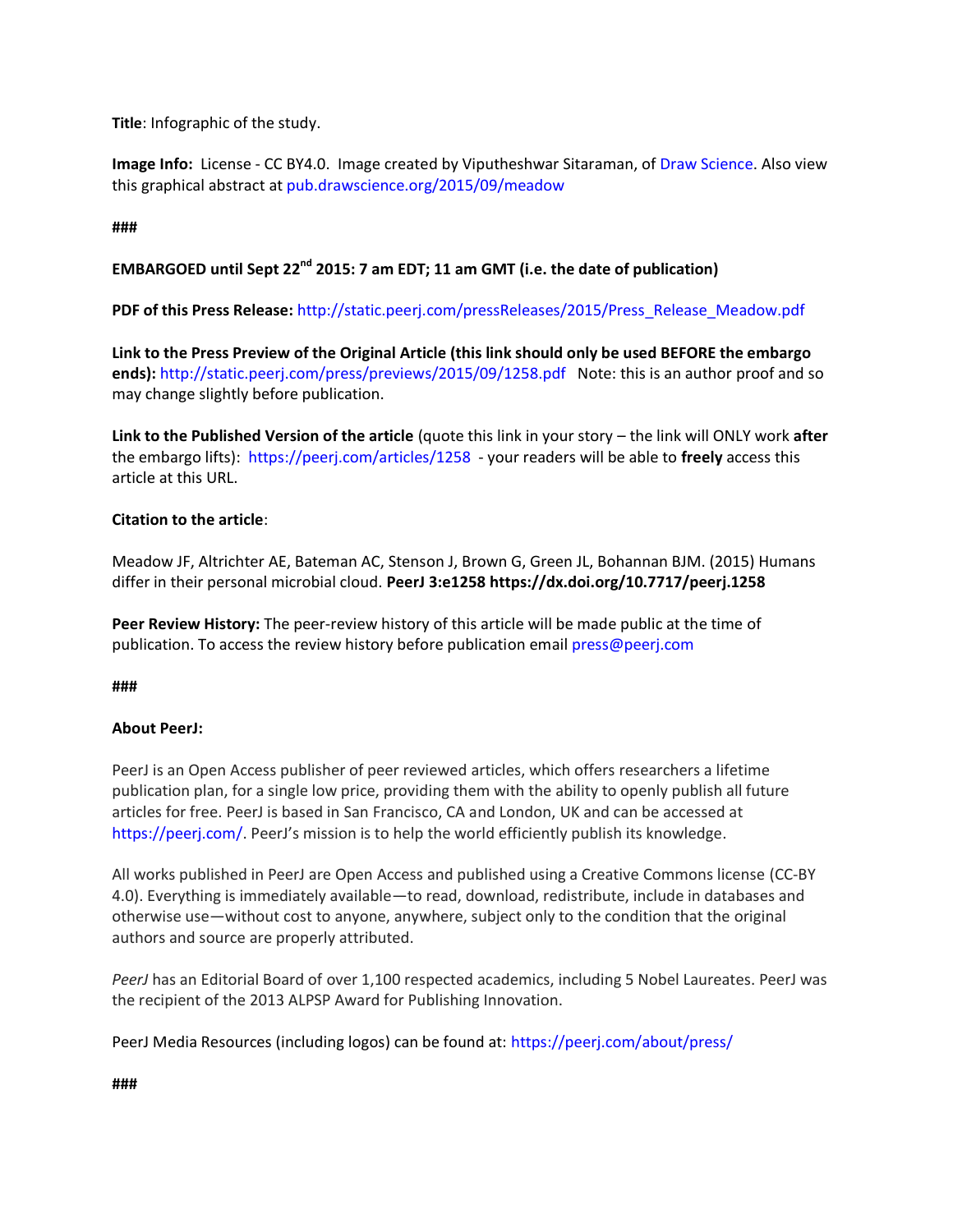**Title**: Infographic of the study.

**Image Info:** License - CC BY4.0. Image created by Viputheshwar Sitaraman, of Draw Science. Also view this graphical abstract at pub.drawscience.org/2015/09/meadow

###

**EMBARGOED until Sept 22nd 2015: 7 am EDT; 11 am GMT (i.e. the date of publication)**

**PDF of this Press Release:** http://static.peerj.com/pressReleases/2015/Press_Release_Meadow.pdf

**Link to the Press Preview of the Original Article (this link should only be used BEFORE the embargo ends):** http://static.peerj.com/press/previews/2015/09/1258.pdf Note: this is an author proof and so may change slightly before publication.

**Link to the Published Version of the article** (quote this link in your story – the link will ONLY work **after** the embargo lifts): https://peerj.com/articles/1258 - your readers will be able to **freely** access this article at this URL.

**Citation to the article**:

Meadow JF, Altrichter AE, Bateman AC, Stenson J, Brown G, Green JL, Bohannan BJM. (2015) Humans differ in their personal microbial cloud. **PeerJ 3:e1258 https://dx.doi.org/10.7717/peerj.1258**

**Peer Review History:** The peer-review history of this article will be made public at the time of publication. To access the review history before publication email press@peerj.com

###

**About PeerJ:**

PeerJ is an Open Access publisher of peer reviewed articles, which offers researchers a lifetime publication plan, for a single low price, providing them with the ability to openly publish all future articles for free. PeerJ is based in San Francisco, CA and London, UK and can be accessed at https://peerj.com/. PeerJ's mission is to help the world efficiently publish its knowledge.

All works published in PeerJ are Open Access and published using a Creative Commons license (CC-BY 4.0). Everything is immediately available—to read, download, redistribute, include in databases and otherwise use—without cost to anyone, anywhere, subject only to the condition that the original authors and source are properly attributed.

*PeerJ* has an Editorial Board of over 1,100 respected academics, including 5 Nobel Laureates. PeerJ was the recipient of the 2013 ALPSP Award for Publishing Innovation.

PeerJ Media Resources (including logos) can be found at: https://peerj.com/about/press/

###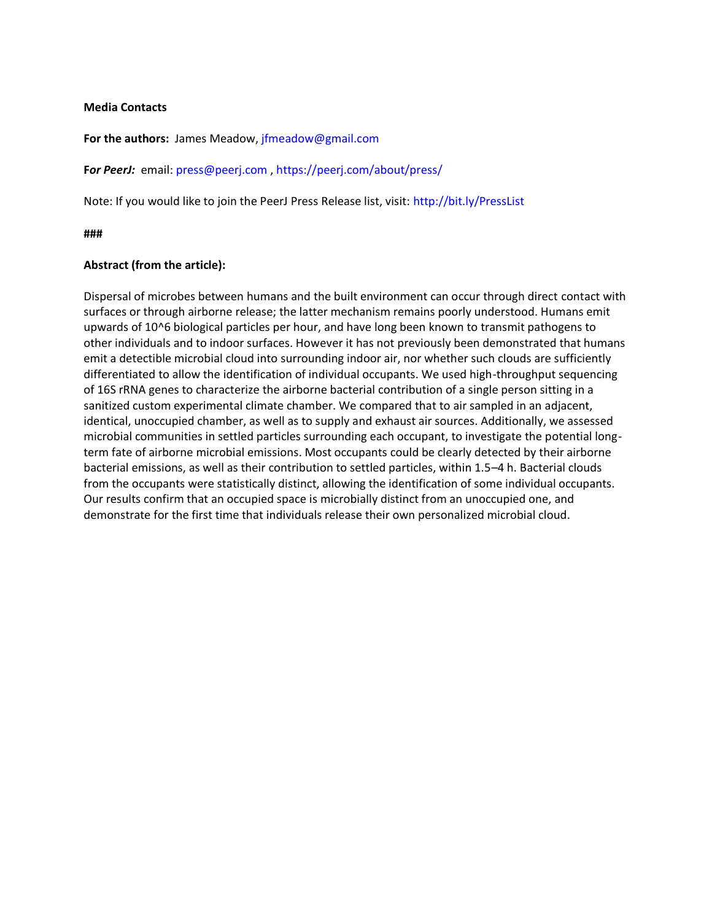**Media Contacts**

**For the authors:** James Meadow, jfmeadow@gmail.com

**F*or PeerJ:*** email: press@peerj.com , https://peerj.com/about/press/

Note: If you would like to join the PeerJ Press Release list, visit: http://bit.ly/PressList

**###**

**Abstract (from the article):**

Dispersal of microbes between humans and the built environment can occur through direct contact with surfaces or through airborne release; the latter mechanism remains poorly understood. Humans emit upwards of $10^6$ biological particles per hour, and have long been known to transmit pathogens to other individuals and to indoor surfaces. However it has not previously been demonstrated that humans emit a detectible microbial cloud into surrounding indoor air, nor whether such clouds are sufficiently differentiated to allow the identification of individual occupants. We used high-throughput sequencing of 16S rRNA genes to characterize the airborne bacterial contribution of a single person sitting in a sanitized custom experimental climate chamber. We compared that to air sampled in an adjacent, identical, unoccupied chamber, as well as to supply and exhaust air sources. Additionally, we assessed microbial communities in settled particles surrounding each occupant, to investigate the potential long-term fate of airborne microbial emissions. Most occupants could be clearly detected by their airborne bacterial emissions, as well as their contribution to settled particles, within 1.5–4 h. Bacterial clouds from the occupants were statistically distinct, allowing the identification of some individual occupants. Our results confirm that an occupied space is microbially distinct from an unoccupied one, and demonstrate for the first time that individuals release their own personalized microbial cloud.